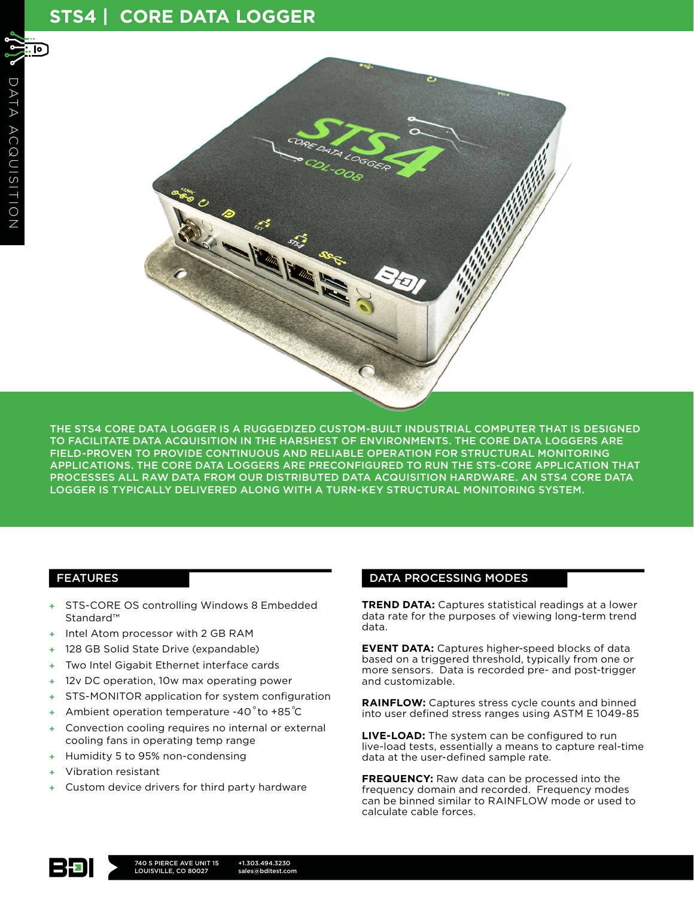# STS4 | CORE DATA LOGGER

DATA ACQUISITION

THE STS4 CORE DATA LOGGER IS A RUGGEDIZED CUSTOM-BUILT INDUSTRIAL COMPUTER THAT IS DESIGNED TO FACILITATE DATA ACQUISITION IN THE HARSHEST OF ENVIRONMENTS. THE CORE DATA LOGGERS ARE FIELD-PROVEN TO PROVIDE CONTINUOUS AND RELIABLE OPERATION FOR STRUCTURAL MONITORING APPLICATIONS. THE CORE DATA LOGGERS ARE PRECONFIGURED TO RUN THE STS-CORE APPLICATION THAT PROCESSES ALL RAW DATA FROM OUR DISTRIBUTED DATA ACQUISITION HARDWARE. AN STS4 CORE DATA LOGGER IS TYPICALLY DELIVERED ALONG WITH A TURN-KEY STRUCTURAL MONITORING SYSTEM.

## FEATURES

- STS-CORE OS controlling Windows 8 Embedded Standard™
- Intel Atom processor with 2 GB RAM
- 128 GB Solid State Drive (expandable)
- Two Intel Gigabit Ethernet interface cards
- 12v DC operation, 10w max operating power
- STS-MONITOR application for system configuration
- Ambient operation temperature -40˚to +85˚C
- Convection cooling requires no internal or external cooling fans in operating temp range
- Humidity 5 to 95% non-condensing
- Vibration resistant
- Custom device drivers for third party hardware

## DATA PROCESSING MODES

**TREND DATA:** Captures statistical readings at a lower data rate for the purposes of viewing long-term trend data.

**EVENT DATA:** Captures higher-speed blocks of data based on a triggered threshold, typically from one or more sensors. Data is recorded pre- and post-trigger and customizable.

**RAINFLOW:** Captures stress cycle counts and binned into user defined stress ranges using ASTM E 1049-85

**LIVE-LOAD:** The system can be configured to run live-load tests, essentially a means to capture real-time data at the user-defined sample rate.

**FREQUENCY:** Raw data can be processed into the frequency domain and recorded. Frequency modes can be binned similar to RAINFLOW mode or used to calculate cable forces.

BDI

740 S PIERCE AVE UNIT 15
LOUISVILLE, CO 80027

+1.303.494.3230
sales@bditest.com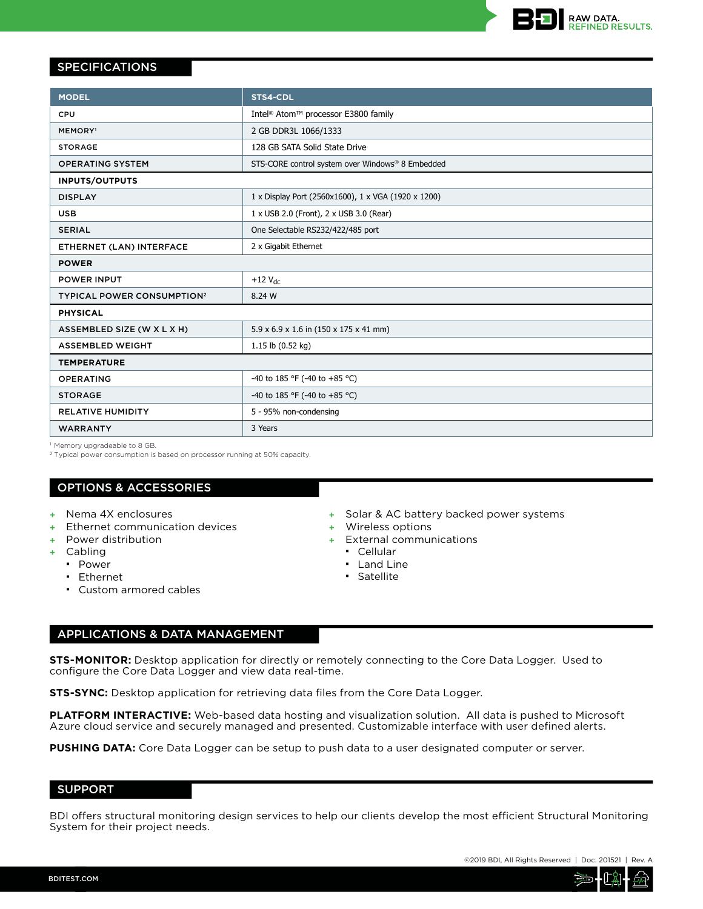## SPECIFICATIONS

| MODEL | STS4-CDL |
|---|---|
| CPU | Intel® Atom™ processor E3800 family |
| MEMORY[1] | 2 GB DDR3L 1066/1333 |
| STORAGE | 128 GB SATA Solid State Drive |
| OPERATING SYSTEM | STS-CORE control system over Windows® 8 Embedded |
| **INPUTS/OUTPUTS** | |
| DISPLAY | 1 x Display Port (2560x1600), 1 x VGA (1920 x 1200) |
| USB | 1 x USB 2.0 (Front), 2 x USB 3.0 (Rear) |
| SERIAL | One Selectable RS232/422/485 port |
| ETHERNET (LAN) INTERFACE | 2 x Gigabit Ethernet |
| **POWER** | |
| POWER INPUT | +12 $V_{dc}$ |
| TYPICAL POWER CONSUMPTION[2] | 8.24 W |
| **PHYSICAL** | |
| ASSEMBLED SIZE (W X L X H) | 5.9 x 6.9 x 1.6 in (150 x 175 x 41 mm) |
| ASSEMBLED WEIGHT | 1.15 lb (0.52 kg) |
| **TEMPERATURE** | |
| OPERATING | -40 to 185 °F (-40 to +85 °C) |
| STORAGE | -40 to 185 °F (-40 to +85 °C) |
| RELATIVE HUMIDITY | 5 - 95% non-condensing |
| WARRANTY | 3 Years |

[1] Memory upgradeable to 8 GB.
[2] Typical power consumption is based on processor running at 50% capacity.

## OPTIONS & ACCESSORIES

- Nema 4X enclosures
- Ethernet communication devices
- Power distribution
- Cabling
  - Power
  - Ethernet
  - Custom armored cables
- Solar & AC battery backed power systems
- Wireless options
- External communications
  - Cellular
  - Land Line
  - Satellite

## APPLICATIONS & DATA MANAGEMENT

**STS-MONITOR:** Desktop application for directly or remotely connecting to the Core Data Logger. Used to configure the Core Data Logger and view data real-time.

**STS-SYNC:** Desktop application for retrieving data files from the Core Data Logger.

**PLATFORM INTERACTIVE:** Web-based data hosting and visualization solution. All data is pushed to Microsoft Azure cloud service and securely managed and presented. Customizable interface with user defined alerts.

**PUSHING DATA:** Core Data Logger can be setup to push data to a user designated computer or server.

## SUPPORT

BDI offers structural monitoring design services to help our clients develop the most efficient Structural Monitoring System for their project needs.

©2019 BDI, All Rights Reserved | Doc. 201521 | Rev. A

BDITEST.COM